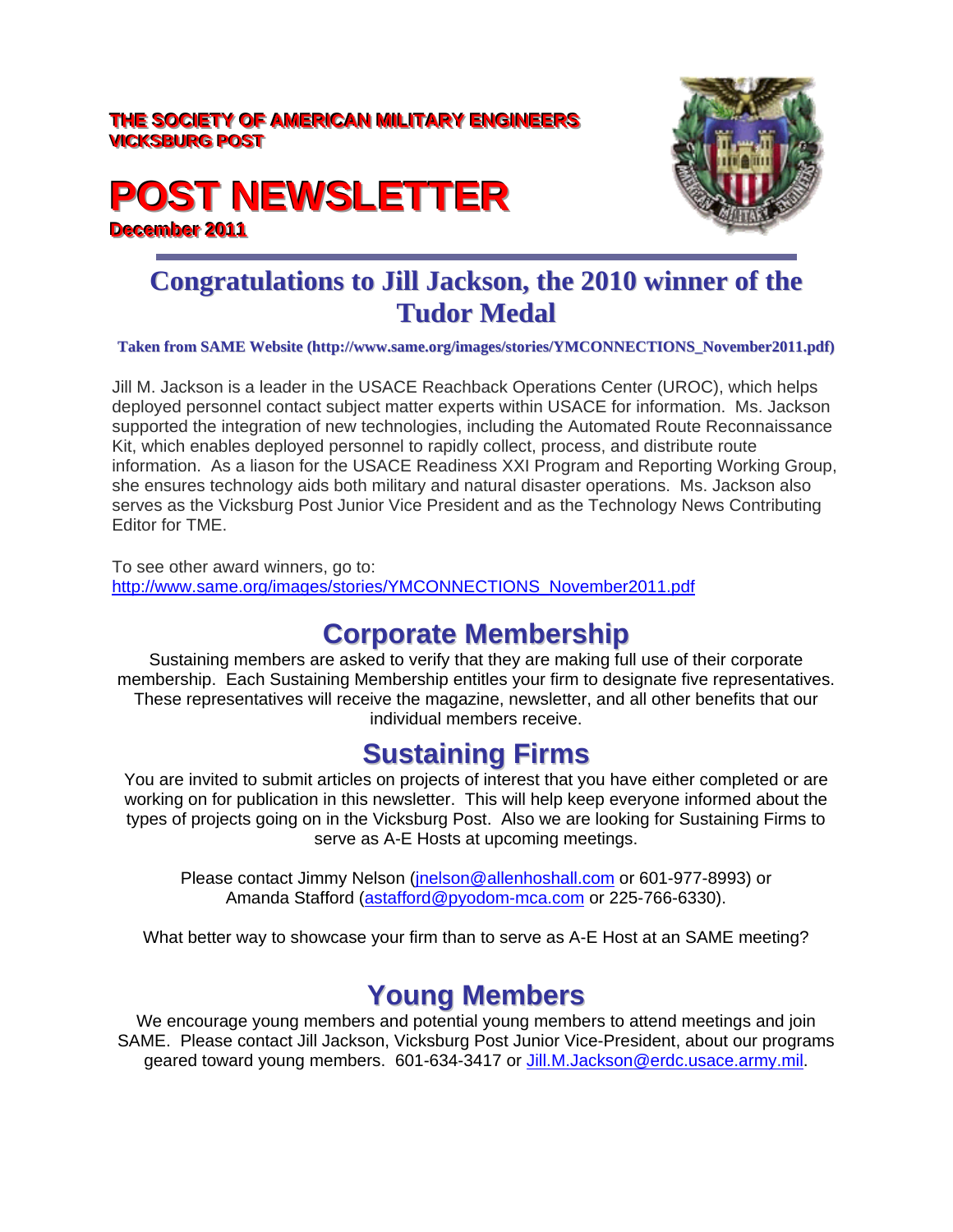**THE SOCIETY OF AMERICAN MILITARY ENGINEERS**
**VICKSBURG POST**

# POST NEWSLETTER

**December 2011**

## Congratulations to Jill Jackson, the 2010 winner of the Tudor Medal

**Taken from SAME Website (http://www.same.org/images/stories/YMCONNECTIONS_November2011.pdf)**

Jill M. Jackson is a leader in the USACE Reachback Operations Center (UROC), which helps deployed personnel contact subject matter experts within USACE for information. Ms. Jackson supported the integration of new technologies, including the Automated Route Reconnaissance Kit, which enables deployed personnel to rapidly collect, process, and distribute route information. As a liason for the USACE Readiness XXI Program and Reporting Working Group, she ensures technology aids both military and natural disaster operations. Ms. Jackson also serves as the Vicksburg Post Junior Vice President and as the Technology News Contributing Editor for TME.

To see other award winners, go to:
http://www.same.org/images/stories/YMCONNECTIONS_November2011.pdf

## Corporate Membership

Sustaining members are asked to verify that they are making full use of their corporate membership. Each Sustaining Membership entitles your firm to designate five representatives. These representatives will receive the magazine, newsletter, and all other benefits that our individual members receive.

## Sustaining Firms

You are invited to submit articles on projects of interest that you have either completed or are working on for publication in this newsletter. This will help keep everyone informed about the types of projects going on in the Vicksburg Post. Also we are looking for Sustaining Firms to serve as A-E Hosts at upcoming meetings.

Please contact Jimmy Nelson (jnelson@allenhoshall.com or 601-977-8993) or Amanda Stafford (astafford@pyodom-mca.com or 225-766-6330).

What better way to showcase your firm than to serve as A-E Host at an SAME meeting?

## Young Members

We encourage young members and potential young members to attend meetings and join SAME. Please contact Jill Jackson, Vicksburg Post Junior Vice-President, about our programs geared toward young members. 601-634-3417 or Jill.M.Jackson@erdc.usace.army.mil.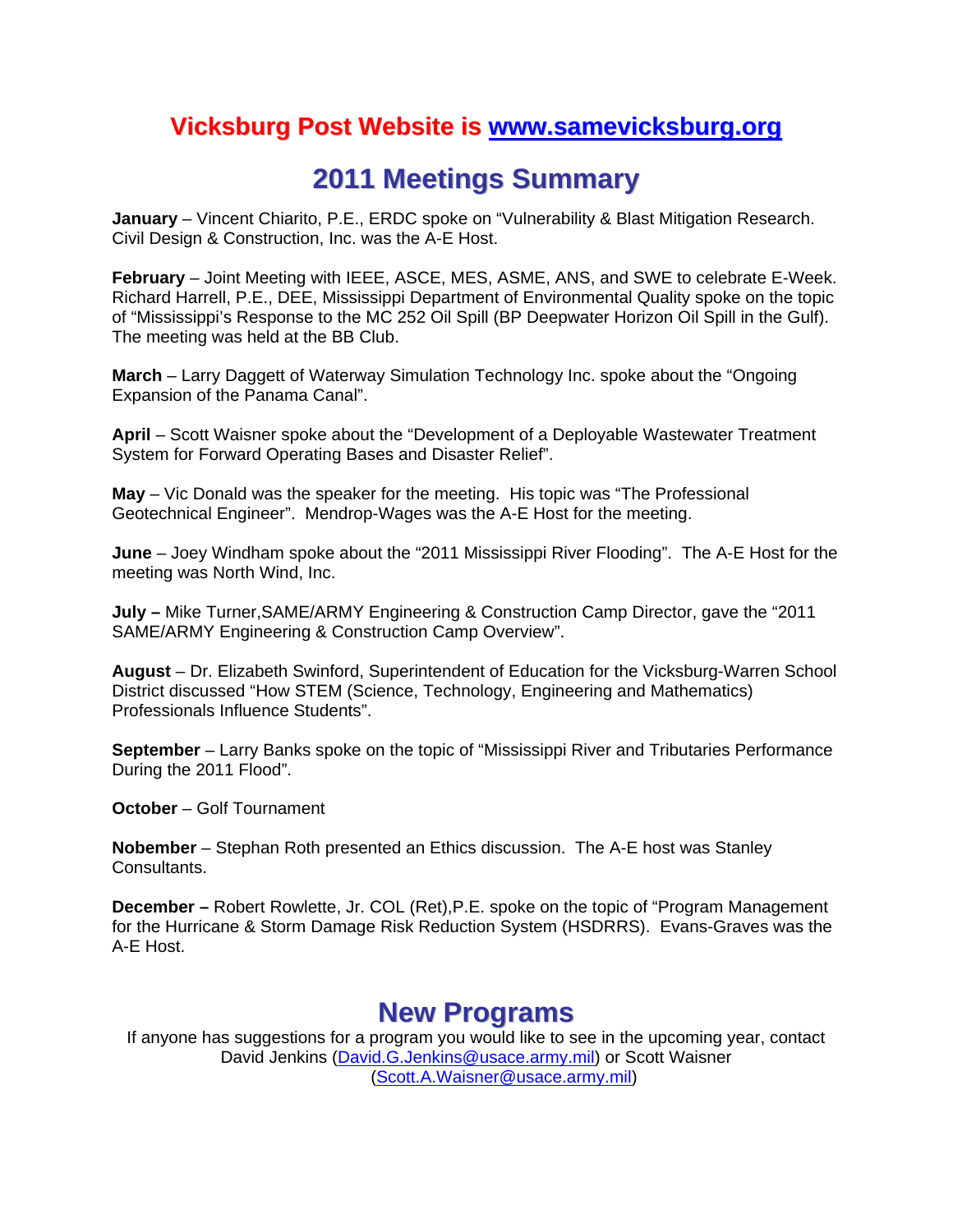## Vicksburg Post Website is [www.samevicksburg.org](http://www.samevicksburg.org)

# 2011 Meetings Summary

**January** – Vincent Chiarito, P.E., ERDC spoke on "Vulnerability & Blast Mitigation Research. Civil Design & Construction, Inc. was the A-E Host.

**February** – Joint Meeting with IEEE, ASCE, MES, ASME, ANS, and SWE to celebrate E-Week. Richard Harrell, P.E., DEE, Mississippi Department of Environmental Quality spoke on the topic of "Mississippi's Response to the MC 252 Oil Spill (BP Deepwater Horizon Oil Spill in the Gulf). The meeting was held at the BB Club.

**March** – Larry Daggett of Waterway Simulation Technology Inc. spoke about the "Ongoing Expansion of the Panama Canal".

**April** – Scott Waisner spoke about the "Development of a Deployable Wastewater Treatment System for Forward Operating Bases and Disaster Relief".

**May** – Vic Donald was the speaker for the meeting. His topic was "The Professional Geotechnical Engineer". Mendrop-Wages was the A-E Host for the meeting.

**June** – Joey Windham spoke about the "2011 Mississippi River Flooding". The A-E Host for the meeting was North Wind, Inc.

**July –** Mike Turner,SAME/ARMY Engineering & Construction Camp Director, gave the "2011 SAME/ARMY Engineering & Construction Camp Overview".

**August** – Dr. Elizabeth Swinford, Superintendent of Education for the Vicksburg-Warren School District discussed "How STEM (Science, Technology, Engineering and Mathematics) Professionals Influence Students".

**September** – Larry Banks spoke on the topic of "Mississippi River and Tributaries Performance During the 2011 Flood".

**October** – Golf Tournament

**Nobember** – Stephan Roth presented an Ethics discussion. The A-E host was Stanley Consultants.

**December –** Robert Rowlette, Jr. COL (Ret),P.E. spoke on the topic of "Program Management for the Hurricane & Storm Damage Risk Reduction System (HSDRRS). Evans-Graves was the A-E Host.

# New Programs

If anyone has suggestions for a program you would like to see in the upcoming year, contact David Jenkins ([David.G.Jenkins@usace.army.mil](mailto:David.G.Jenkins@usace.army.mil)) or Scott Waisner ([Scott.A.Waisner@usace.army.mil](mailto:Scott.A.Waisner@usace.army.mil))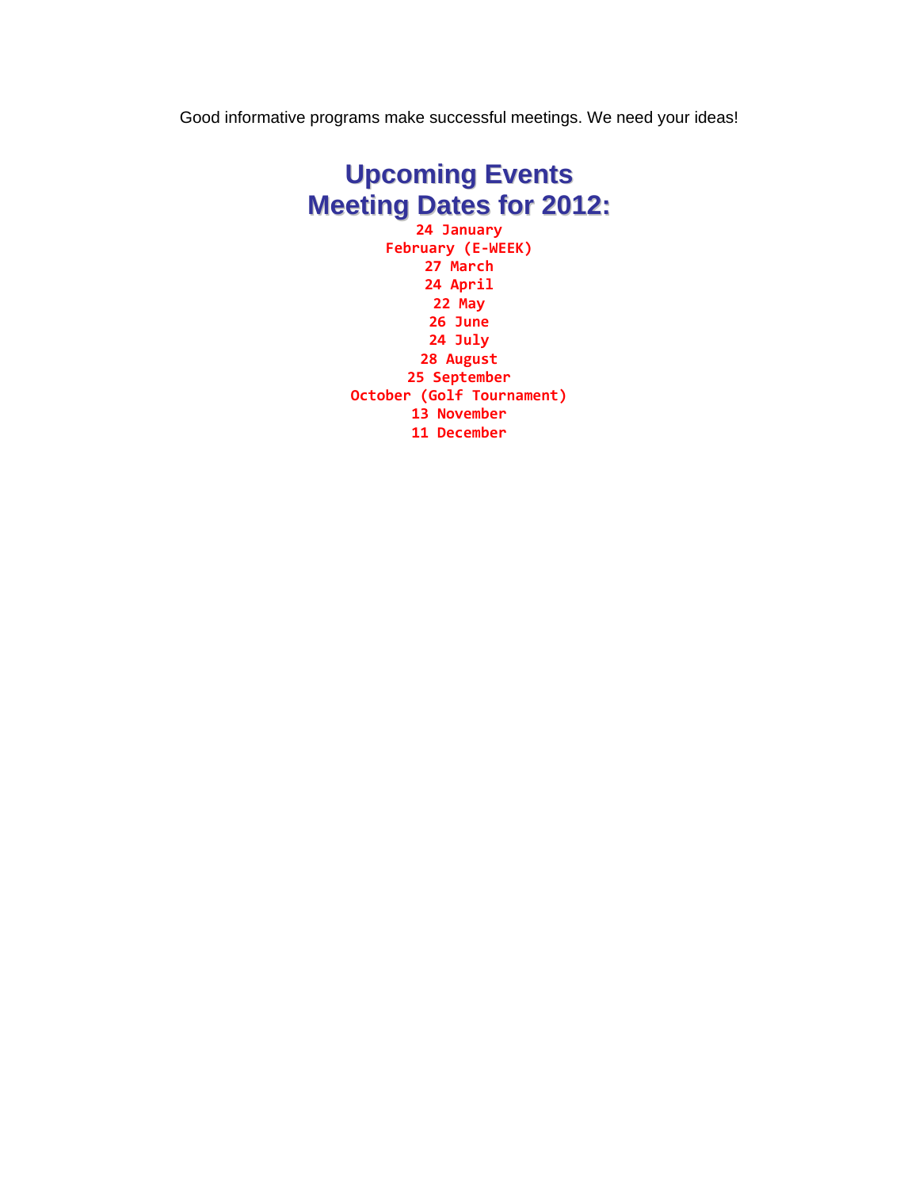Good informative programs make successful meetings. We need your ideas!

## Upcoming Events
## Meeting Dates for 2012:

**24 January**
**February (E-WEEK)**
**27 March**
**24 April**
**22 May**
**26 June**
**24 July**
**28 August**
**25 September**
**October (Golf Tournament)**
**13 November**
**11 December**